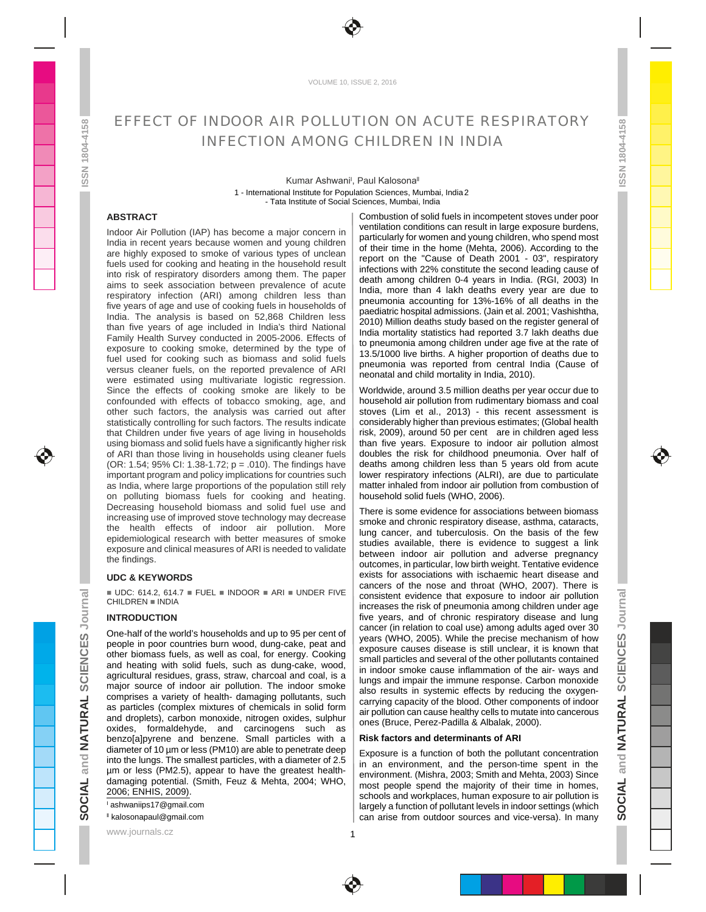# EFFECT OF INDOOR AIR POLLUTION ON ACUTE RESPIRATORY INFECTION AMONG CHILDREN IN INDIA

Kumar Ashwani[I], Paul Kalosona[II]

1 - International Institute for Population Sciences, Mumbai, India 2 - Tata Institute of Social Sciences, Mumbai, India

## ABSTRACT

Indoor Air Pollution (IAP) has become a major concern in India in recent years because women and young children are highly exposed to smoke of various types of unclean fuels used for cooking and heating in the household result into risk of respiratory disorders among them. The paper aims to seek association between prevalence of acute respiratory infection (ARI) among children less than five years of age and use of cooking fuels in households of India. The analysis is based on 52,868 Children less than five years of age included in India's third National Family Health Survey conducted in 2005-2006. Effects of exposure to cooking smoke, determined by the type of fuel used for cooking such as biomass and solid fuels versus cleaner fuels, on the reported prevalence of ARI were estimated using multivariate logistic regression. Since the effects of cooking smoke are likely to be confounded with effects of tobacco smoking, age, and other such factors, the analysis was carried out after statistically controlling for such factors. The results indicate that Children under five years of age living in households using biomass and solid fuels have a significantly higher risk of ARI than those living in households using cleaner fuels (OR: 1.54; 95% CI: 1.38-1.72; p = .010). The findings have important program and policy implications for countries such as India, where large proportions of the population still rely on polluting biomass fuels for cooking and heating. Decreasing household biomass and solid fuel use and increasing use of improved stove technology may decrease the health effects of indoor air pollution. More epidemiological research with better measures of smoke exposure and clinical measures of ARI is needed to validate the findings.

## UDC & KEYWORDS

■ UDC: 614.2, 614.7 ■ FUEL ■ INDOOR ■ ARI ■ UNDER FIVE CHILDREN ■ INDIA

## INTRODUCTION

One-half of the world's households and up to 95 per cent of people in poor countries burn wood, dung-cake, peat and other biomass fuels, as well as coal, for energy. Cooking and heating with solid fuels, such as dung-cake, wood, agricultural residues, grass, straw, charcoal and coal, is a major source of indoor air pollution. The indoor smoke comprises a variety of health- damaging pollutants, such as particles (complex mixtures of chemicals in solid form and droplets), carbon monoxide, nitrogen oxides, sulphur oxides, formaldehyde, and carcinogens such as benzo[a]pyrene and benzene. Small particles with a diameter of 10 µm or less (PM10) are able to penetrate deep into the lungs. The smallest particles, with a diameter of 2.5 µm or less (PM2.5), appear to have the greatest health-damaging potential. (Smith, Feuz & Mehta, 2004; WHO, 2006; ENHIS, 2009).

Combustion of solid fuels in incompetent stoves under poor ventilation conditions can result in large exposure burdens, particularly for women and young children, who spend most of their time in the home (Mehta, 2006). According to the report on the "Cause of Death 2001 - 03", respiratory infections with 22% constitute the second leading cause of death among children 0-4 years in India. (RGI, 2003) In India, more than 4 lakh deaths every year are due to pneumonia accounting for 13%-16% of all deaths in the paediatric hospital admissions. (Jain et al. 2001; Vashishtha, 2010) Million deaths study based on the register general of India mortality statistics had reported 3.7 lakh deaths due to pneumonia among children under age five at the rate of 13.5/1000 live births. A higher proportion of deaths due to pneumonia was reported from central India (Cause of neonatal and child mortality in India, 2010).

Worldwide, around 3.5 million deaths per year occur due to household air pollution from rudimentary biomass and coal stoves (Lim et al., 2013) - this recent assessment is considerably higher than previous estimates; (Global health risk, 2009), around 50 per cent are in children aged less than five years. Exposure to indoor air pollution almost doubles the risk for childhood pneumonia. Over half of deaths among children less than 5 years old from acute lower respiratory infections (ALRI), are due to particulate matter inhaled from indoor air pollution from combustion of household solid fuels (WHO, 2006).

There is some evidence for associations between biomass smoke and chronic respiratory disease, asthma, cataracts, lung cancer, and tuberculosis. On the basis of the few studies available, there is evidence to suggest a link between indoor air pollution and adverse pregnancy outcomes, in particular, low birth weight. Tentative evidence exists for associations with ischaemic heart disease and cancers of the nose and throat (WHO, 2007). There is consistent evidence that exposure to indoor air pollution increases the risk of pneumonia among children under age five years, and of chronic respiratory disease and lung cancer (in relation to coal use) among adults aged over 30 years (WHO, 2005). While the precise mechanism of how exposure causes disease is still unclear, it is known that small particles and several of the other pollutants contained in indoor smoke cause inflammation of the air- ways and lungs and impair the immune response. Carbon monoxide also results in systemic effects by reducing the oxygen-carrying capacity of the blood. Other components of indoor air pollution can cause healthy cells to mutate into cancerous ones (Bruce, Perez-Padilla & Albalak, 2000).

### Risk factors and determinants of ARI

Exposure is a function of both the pollutant concentration in an environment, and the person-time spent in the environment. (Mishra, 2003; Smith and Mehta, 2003) Since most people spend the majority of their time in homes, schools and workplaces, human exposure to air pollution is largely a function of pollutant levels in indoor settings (which can arise from outdoor sources and vice-versa). In many

[I] ashwaniips17@gmail.com

[II] kalosonapaul@gmail.com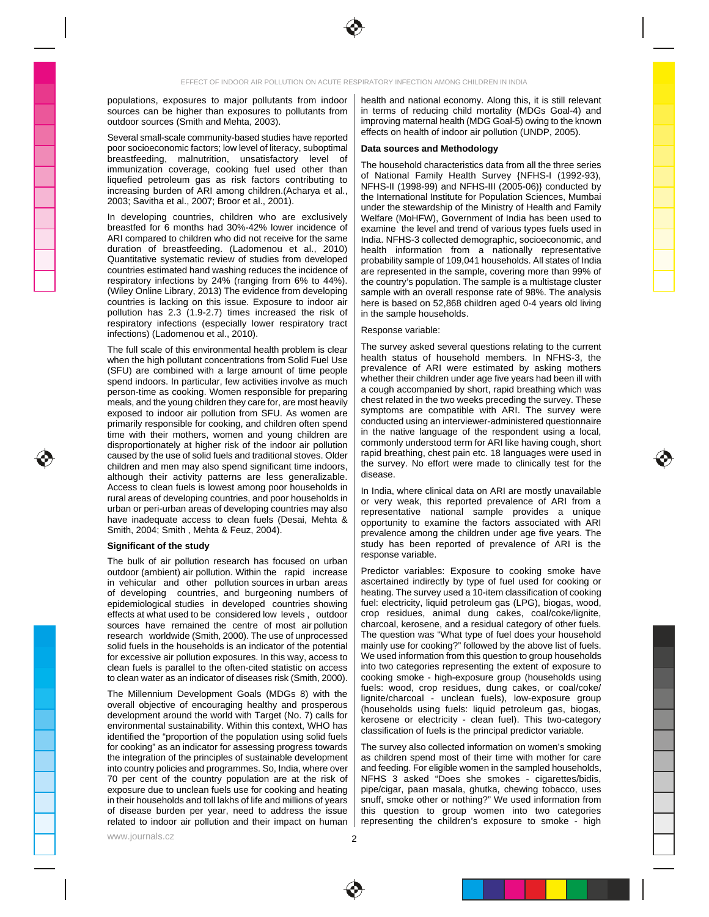populations, exposures to major pollutants from indoor sources can be higher than exposures to pollutants from outdoor sources (Smith and Mehta, 2003).

Several small-scale community-based studies have reported poor socioeconomic factors; low level of literacy, suboptimal breastfeeding, malnutrition, unsatisfactory level of immunization coverage, cooking fuel used other than liquefied petroleum gas as risk factors contributing to increasing burden of ARI among children.(Acharya et al., 2003; Savitha et al., 2007; Broor et al., 2001).

In developing countries, children who are exclusively breastfed for 6 months had 30%-42% lower incidence of ARI compared to children who did not receive for the same duration of breastfeeding. (Ladomenou et al., 2010) Quantitative systematic review of studies from developed countries estimated hand washing reduces the incidence of respiratory infections by 24% (ranging from 6% to 44%). (Wiley Online Library, 2013) The evidence from developing countries is lacking on this issue. Exposure to indoor air pollution has 2.3 (1.9-2.7) times increased the risk of respiratory infections (especially lower respiratory tract infections) (Ladomenou et al., 2010).

The full scale of this environmental health problem is clear when the high pollutant concentrations from Solid Fuel Use (SFU) are combined with a large amount of time people spend indoors. In particular, few activities involve as much person-time as cooking. Women responsible for preparing meals, and the young children they care for, are most heavily exposed to indoor air pollution from SFU. As women are primarily responsible for cooking, and children often spend time with their mothers, women and young children are disproportionately at higher risk of the indoor air pollution caused by the use of solid fuels and traditional stoves. Older children and men may also spend significant time indoors, although their activity patterns are less generalizable. Access to clean fuels is lowest among poor households in rural areas of developing countries, and poor households in urban or peri-urban areas of developing countries may also have inadequate access to clean fuels (Desai, Mehta & Smith, 2004; Smith , Mehta & Feuz, 2004).

## Significant of the study

The bulk of air pollution research has focused on urban outdoor (ambient) air pollution. Within the rapid increase in vehicular and other pollution sources in urban areas of developing countries, and burgeoning numbers of epidemiological studies in developed countries showing effects at what used to be considered low levels , outdoor sources have remained the centre of most air pollution research worldwide (Smith, 2000). The use of unprocessed solid fuels in the households is an indicator of the potential for excessive air pollution exposures. In this way, access to clean fuels is parallel to the often-cited statistic on access to clean water as an indicator of diseases risk (Smith, 2000).

The Millennium Development Goals (MDGs 8) with the overall objective of encouraging healthy and prosperous development around the world with Target (No. 7) calls for environmental sustainability. Within this context, WHO has identified the "proportion of the population using solid fuels for cooking" as an indicator for assessing progress towards the integration of the principles of sustainable development into country policies and programmes. So, India, where over 70 per cent of the country population are at the risk of exposure due to unclean fuels use for cooking and heating in their households and toll lakhs of life and millions of years of disease burden per year, need to address the issue related to indoor air pollution and their impact on human health and national economy. Along this, it is still relevant in terms of reducing child mortality (MDGs Goal-4) and improving maternal health (MDG Goal-5) owing to the known effects on health of indoor air pollution (UNDP, 2005).

## Data sources and Methodology

The household characteristics data from all the three series of National Family Health Survey {NFHS-I (1992-93), NFHS-II (1998-99) and NFHS-III (2005-06)} conducted by the International Institute for Population Sciences, Mumbai under the stewardship of the Ministry of Health and Family Welfare (MoHFW), Government of India has been used to examine the level and trend of various types fuels used in India. NFHS-3 collected demographic, socioeconomic, and health information from a nationally representative probability sample of 109,041 households. All states of India are represented in the sample, covering more than 99% of the country's population. The sample is a multistage cluster sample with an overall response rate of 98%. The analysis here is based on 52,868 children aged 0-4 years old living in the sample households.

Response variable:

The survey asked several questions relating to the current health status of household members. In NFHS-3, the prevalence of ARI were estimated by asking mothers whether their children under age five years had been ill with a cough accompanied by short, rapid breathing which was chest related in the two weeks preceding the survey. These symptoms are compatible with ARI. The survey were conducted using an interviewer-administered questionnaire in the native language of the respondent using a local, commonly understood term for ARI like having cough, short rapid breathing, chest pain etc. 18 languages were used in the survey. No effort were made to clinically test for the disease.

In India, where clinical data on ARI are mostly unavailable or very weak, this reported prevalence of ARI from a representative national sample provides a unique opportunity to examine the factors associated with ARI prevalence among the children under age five years. The study has been reported of prevalence of ARI is the response variable.

Predictor variables: Exposure to cooking smoke have ascertained indirectly by type of fuel used for cooking or heating. The survey used a 10-item classification of cooking fuel: electricity, liquid petroleum gas (LPG), biogas, wood, crop residues, animal dung cakes, coal/coke/lignite, charcoal, kerosene, and a residual category of other fuels. The question was "What type of fuel does your household mainly use for cooking?" followed by the above list of fuels. We used information from this question to group households into two categories representing the extent of exposure to cooking smoke - high-exposure group (households using fuels: wood, crop residues, dung cakes, or coal/coke/lignite/charcoal - unclean fuels), low-exposure group (households using fuels: liquid petroleum gas, biogas, kerosene or electricity - clean fuel). This two-category classification of fuels is the principal predictor variable.

The survey also collected information on women's smoking as children spend most of their time with mother for care and feeding. For eligible women in the sampled households, NFHS 3 asked "Does she smokes - cigarettes/bidis, pipe/cigar, paan masala, ghutka, chewing tobacco, uses snuff, smoke other or nothing?" We used information from this question to group women into two categories representing the children's exposure to smoke - high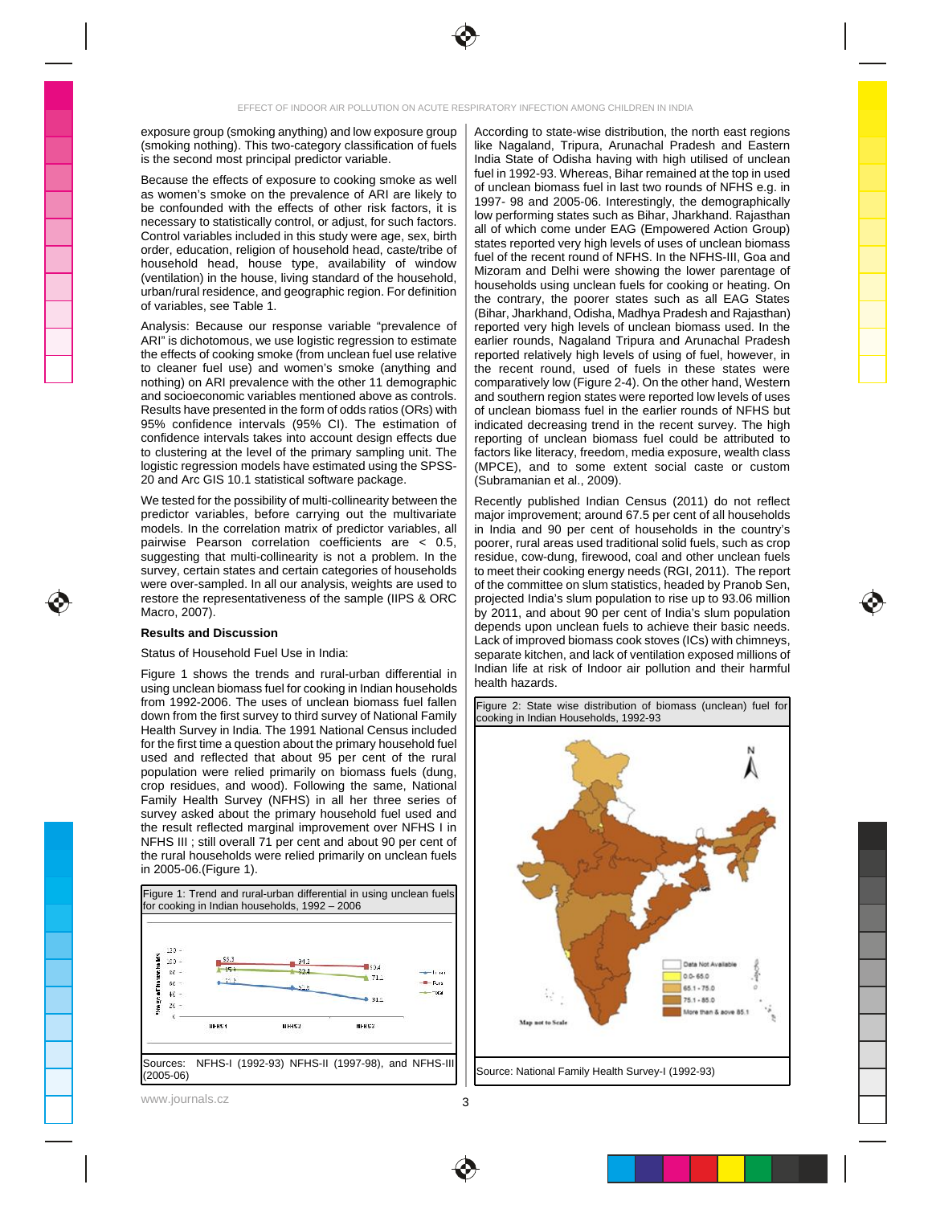exposure group (smoking anything) and low exposure group (smoking nothing). This two-category classification of fuels is the second most principal predictor variable.

Because the effects of exposure to cooking smoke as well as women's smoke on the prevalence of ARI are likely to be confounded with the effects of other risk factors, it is necessary to statistically control, or adjust, for such factors. Control variables included in this study were age, sex, birth order, education, religion of household head, caste/tribe of household head, house type, availability of window (ventilation) in the house, living standard of the household, urban/rural residence, and geographic region. For definition of variables, see Table 1.

Analysis: Because our response variable "prevalence of ARI" is dichotomous, we use logistic regression to estimate the effects of cooking smoke (from unclean fuel use relative to cleaner fuel use) and women's smoke (anything and nothing) on ARI prevalence with the other 11 demographic and socioeconomic variables mentioned above as controls. Results have presented in the form of odds ratios (ORs) with 95% confidence intervals (95% CI). The estimation of confidence intervals takes into account design effects due to clustering at the level of the primary sampling unit. The logistic regression models have estimated using the SPSS-20 and Arc GIS 10.1 statistical software package.

We tested for the possibility of multi-collinearity between the predictor variables, before carrying out the multivariate models. In the correlation matrix of predictor variables, all pairwise Pearson correlation coefficients are < 0.5, suggesting that multi-collinearity is not a problem. In the survey, certain states and certain categories of households were over-sampled. In all our analysis, weights are used to restore the representativeness of the sample (IIPS & ORC Macro, 2007).

## Results and Discussion

Status of Household Fuel Use in India:

Figure 1 shows the trends and rural-urban differential in using unclean biomass fuel for cooking in Indian households from 1992-2006. The uses of unclean biomass fuel fallen down from the first survey to third survey of National Family Health Survey in India. The 1991 National Census included for the first time a question about the primary household fuel used and reflected that about 95 per cent of the rural population were relied primarily on biomass fuels (dung, crop residues, and wood). Following the same, National Family Health Survey (NFHS) in all her three series of survey asked about the primary household fuel used and the result reflected marginal improvement over NFHS I in NFHS III ; still overall 71 per cent and about 90 per cent of the rural households were relied primarily on unclean fuels in 2005-06.(Figure 1).

Figure 1: Trend and rural-urban differential in using unclean fuels for cooking in Indian households, 1992 – 2006

Sources: NFHS-I (1992-93) NFHS-II (1997-98), and NFHS-III (2005-06)

According to state-wise distribution, the north east regions like Nagaland, Tripura, Arunachal Pradesh and Eastern India State of Odisha having with high utilised of unclean fuel in 1992-93. Whereas, Bihar remained at the top in used of unclean biomass fuel in last two rounds of NFHS e.g. in 1997- 98 and 2005-06. Interestingly, the demographically low performing states such as Bihar, Jharkhand. Rajasthan all of which come under EAG (Empowered Action Group) states reported very high levels of uses of unclean biomass fuel of the recent round of NFHS. In the NFHS-III, Goa and Mizoram and Delhi were showing the lower parentage of households using unclean fuels for cooking or heating. On the contrary, the poorer states such as all EAG States (Bihar, Jharkhand, Odisha, Madhya Pradesh and Rajasthan) reported very high levels of unclean biomass used. In the earlier rounds, Nagaland Tripura and Arunachal Pradesh reported relatively high levels of using of fuel, however, in the recent round, used of fuels in these states were comparatively low (Figure 2-4). On the other hand, Western and southern region states were reported low levels of uses of unclean biomass fuel in the earlier rounds of NFHS but indicated decreasing trend in the recent survey. The high reporting of unclean biomass fuel could be attributed to factors like literacy, freedom, media exposure, wealth class (MPCE), and to some extent social caste or custom (Subramanian et al., 2009).

Recently published Indian Census (2011) do not reflect major improvement; around 67.5 per cent of all households in India and 90 per cent of households in the country's poorer, rural areas used traditional solid fuels, such as crop residue, cow-dung, firewood, coal and other unclean fuels to meet their cooking energy needs (RGI, 2011). The report of the committee on slum statistics, headed by Pranob Sen, projected India's slum population to rise up to 93.06 million by 2011, and about 90 per cent of India's slum population depends upon unclean fuels to achieve their basic needs. Lack of improved biomass cook stoves (ICs) with chimneys, separate kitchen, and lack of ventilation exposed millions of Indian life at risk of Indoor air pollution and their harmful health hazards.

Figure 2: State wise distribution of biomass (unclean) fuel for cooking in Indian Households, 1992-93

Source: National Family Health Survey-I (1992-93)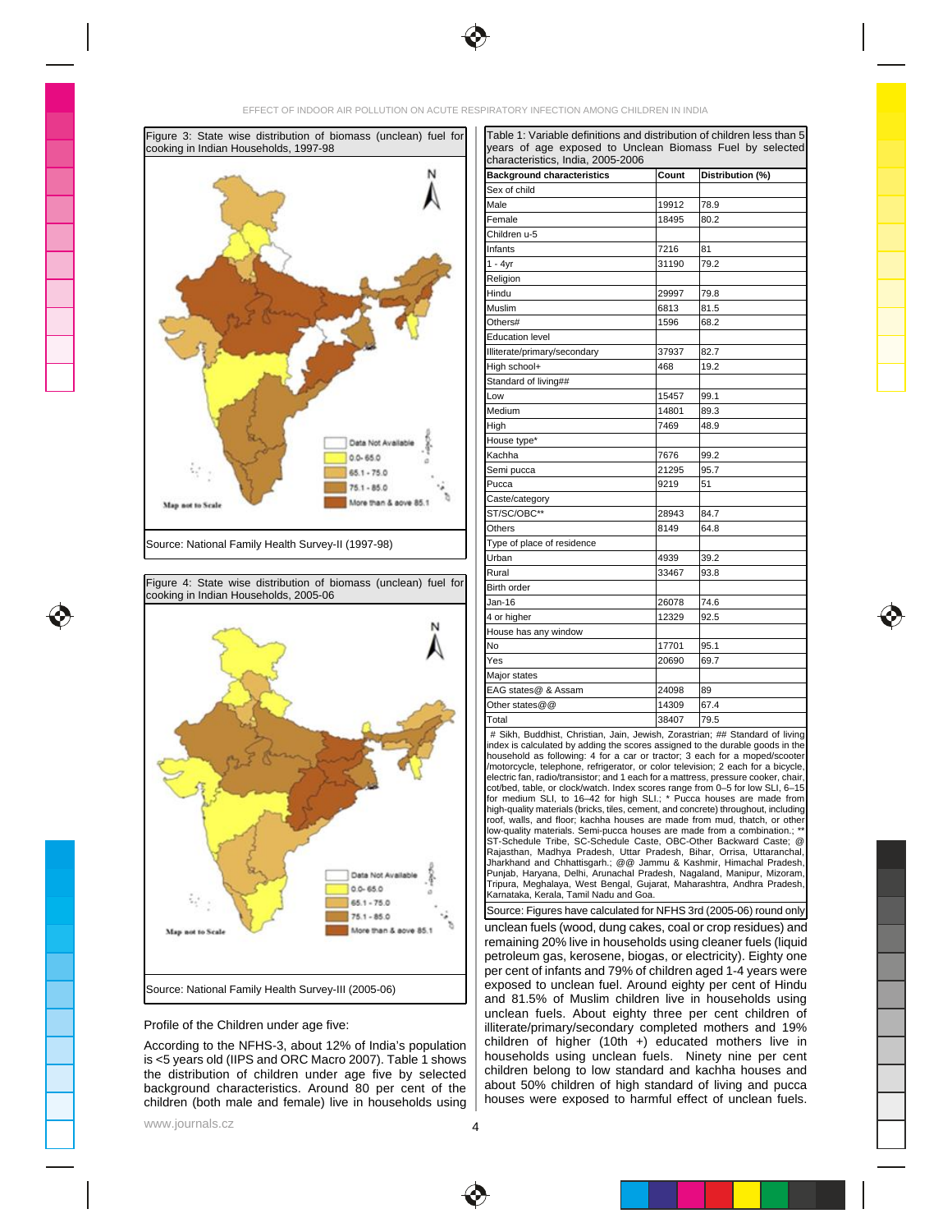Figure 3: State wise distribution of biomass (unclean) fuel for cooking in Indian Households, 1997-98

Data Not Available
0.0- 65.0
65.1 - 75.0
75.1 - 85.0
More than & aove 85.1

Map not to Scale

Source: National Family Health Survey-II (1997-98)

Figure 4: State wise distribution of biomass (unclean) fuel for cooking in Indian Households, 2005-06

Data Not Available
0.0- 65.0
65.1 - 75.0
75.1 - 85.0
More than & aove 85.1

Map not to Scale

Source: National Family Health Survey-III (2005-06)

Profile of the Children under age five:

According to the NFHS-3, about 12% of India's population is <5 years old (IIPS and ORC Macro 2007). Table 1 shows the distribution of children under age five by selected background characteristics. Around 80 per cent of the children (both male and female) live in households using unclean fuels (wood, dung cakes, coal or crop residues) and remaining 20% live in households using cleaner fuels (liquid petroleum gas, kerosene, biogas, or electricity). Eighty one per cent of infants and 79% of children aged 1-4 years were exposed to unclean fuel. Around eighty per cent of Hindu and 81.5% of Muslim children live in households using unclean fuels. About eighty three per cent children of illiterate/primary/secondary completed mothers and 19% children of higher (10th +) educated mothers live in households using unclean fuels. Ninety nine per cent children belong to low standard and kachha houses and about 50% children of high standard of living and pucca houses were exposed to harmful effect of unclean fuels.

Table 1: Variable definitions and distribution of children less than 5 years of age exposed to Unclean Biomass Fuel by selected characteristics, India, 2005-2006

| Background characteristics | Count | Distribution (%) |
|---|---|---|
| Sex of child | | |
| Male | 19912 | 78.9 |
| Female | 18495 | 80.2 |
| Children u-5 | | |
| Infants | 7216 | 81 |
| 1 - 4yr | 31190 | 79.2 |
| Religion | | |
| Hindu | 29997 | 79.8 |
| Muslim | 6813 | 81.5 |
| Others# | 1596 | 68.2 |
| Education level | | |
| Illiterate/primary/secondary | 37937 | 82.7 |
| High school+ | 468 | 19.2 |
| Standard of living## | | |
| Low | 15457 | 99.1 |
| Medium | 14801 | 89.3 |
| High | 7469 | 48.9 |
| House type* | | |
| Kachha | 7676 | 99.2 |
| Semi pucca | 21295 | 95.7 |
| Pucca | 9219 | 51 |
| Caste/category | | |
| ST/SC/OBC** | 28943 | 84.7 |
| Others | 8149 | 64.8 |
| Type of place of residence | | |
| Urban | 4939 | 39.2 |
| Rural | 33467 | 93.8 |
| Birth order | | |
| Jan-16 | 26078 | 74.6 |
| 4 or higher | 12329 | 92.5 |
| House has any window | | |
| No | 17701 | 95.1 |
| Yes | 20690 | 69.7 |
| Major states | | |
| EAG states@ & Assam | 24098 | 89 |
| Other states@@ | 14309 | 67.4 |
| Total | 38407 | 79.5 |

# Sikh, Buddhist, Christian, Jain, Jewish, Zorastrian; ## Standard of living index is calculated by adding the scores assigned to the durable goods in the household as following: 4 for a car or tractor; 3 each for a moped/scooter /motorcycle, telephone, refrigerator, or color television; 2 each for a bicycle, electric fan, radio/transistor; and 1 each for a mattress, pressure cooker, chair, cot/bed, table, or clock/watch. Index scores range from 0–5 for low SLI, 6–15 for medium SLI, to 16–42 for high SLI.; * Pucca houses are made from high-quality materials (bricks, tiles, cement, and concrete) throughout, including roof, walls, and floor; kachha houses are made from mud, thatch, or other low-quality materials. Semi-pucca houses are made from a combination.; ** ST-Schedule Tribe, SC-Schedule Caste, OBC-Other Backward Caste; @ Rajasthan, Madhya Pradesh, Uttar Pradesh, Bihar, Orrisa, Uttaranchal, Jharkhand and Chhattisgarh.; @@ Jammu & Kashmir, Himachal Pradesh, Punjab, Haryana, Delhi, Arunachal Pradesh, Nagaland, Manipur, Mizoram, Tripura, Meghalaya, West Bengal, Gujarat, Maharashtra, Andhra Pradesh, Karnataka, Kerala, Tamil Nadu and Goa.

Source: Figures have calculated for NFHS 3rd (2005-06) round only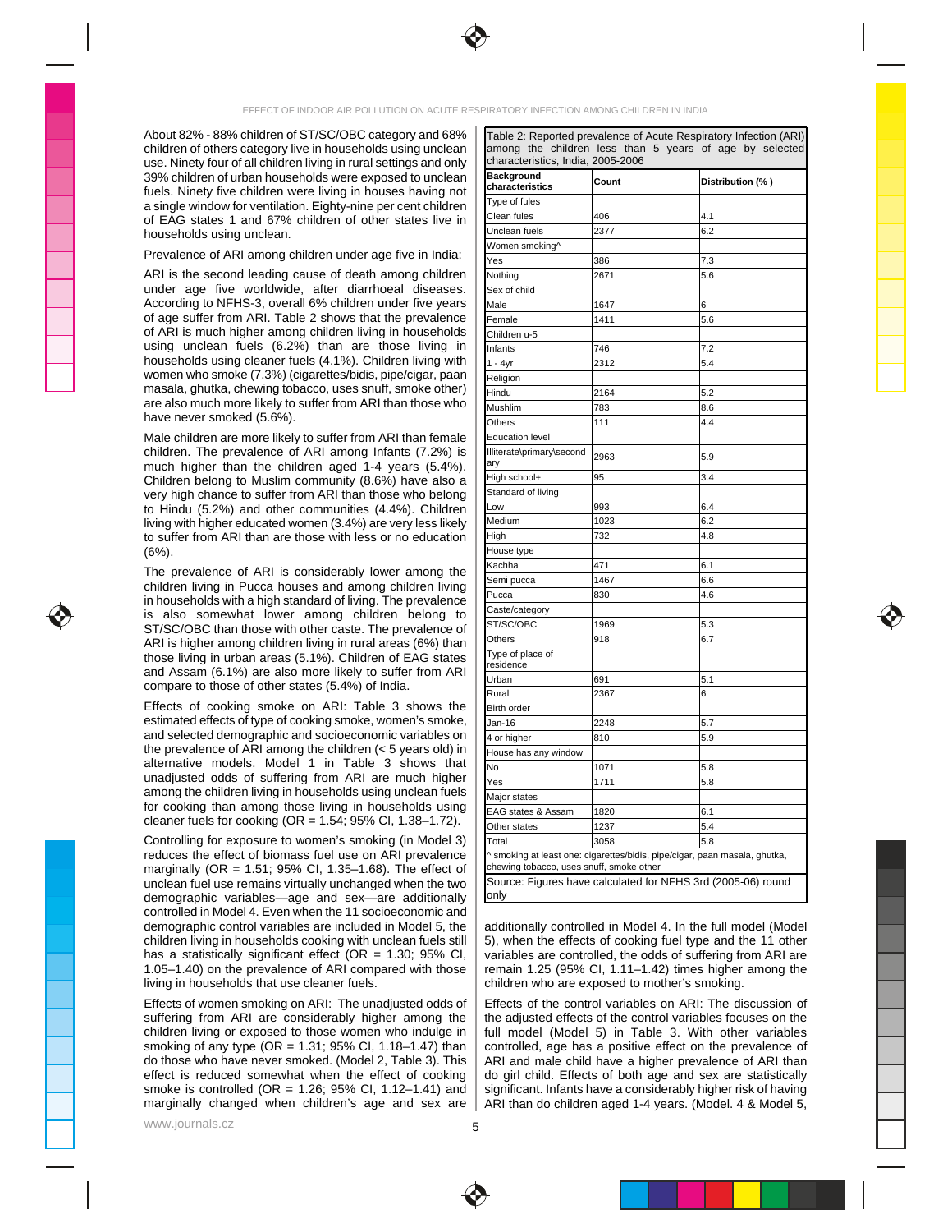About 82% - 88% children of ST/SC/OBC category and 68% children of others category live in households using unclean use. Ninety four of all children living in rural settings and only 39% children of urban households were exposed to unclean fuels. Ninety five children were living in houses having not a single window for ventilation. Eighty-nine per cent children of EAG states 1 and 67% children of other states live in households using unclean.

Prevalence of ARI among children under age five in India:

ARI is the second leading cause of death among children under age five worldwide, after diarrhoeal diseases. According to NFHS-3, overall 6% children under five years of age suffer from ARI. Table 2 shows that the prevalence of ARI is much higher among children living in households using unclean fuels (6.2%) than are those living in households using cleaner fuels (4.1%). Children living with women who smoke (7.3%) (cigarettes/bidis, pipe/cigar, paan masala, ghutka, chewing tobacco, uses snuff, smoke other) are also much more likely to suffer from ARI than those who have never smoked (5.6%).

Male children are more likely to suffer from ARI than female children. The prevalence of ARI among Infants (7.2%) is much higher than the children aged 1-4 years (5.4%). Children belong to Muslim community (8.6%) have also a very high chance to suffer from ARI than those who belong to Hindu (5.2%) and other communities (4.4%). Children living with higher educated women (3.4%) are very less likely to suffer from ARI than are those with less or no education (6%).

The prevalence of ARI is considerably lower among the children living in Pucca houses and among children living in households with a high standard of living. The prevalence is also somewhat lower among children belong to ST/SC/OBC than those with other caste. The prevalence of ARI is higher among children living in rural areas (6%) than those living in urban areas (5.1%). Children of EAG states and Assam (6.1%) are also more likely to suffer from ARI compare to those of other states (5.4%) of India.

Effects of cooking smoke on ARI: Table 3 shows the estimated effects of type of cooking smoke, women's smoke, and selected demographic and socioeconomic variables on the prevalence of ARI among the children (< 5 years old) in alternative models. Model 1 in Table 3 shows that unadjusted odds of suffering from ARI are much higher among the children living in households using unclean fuels for cooking than among those living in households using cleaner fuels for cooking (OR = 1.54; 95% CI, 1.38–1.72).

Controlling for exposure to women's smoking (in Model 3) reduces the effect of biomass fuel use on ARI prevalence marginally (OR = 1.51; 95% CI, 1.35–1.68). The effect of unclean fuel use remains virtually unchanged when the two demographic variables—age and sex—are additionally controlled in Model 4. Even when the 11 socioeconomic and demographic control variables are included in Model 5, the children living in households cooking with unclean fuels still has a statistically significant effect (OR = 1.30; 95% CI, 1.05–1.40) on the prevalence of ARI compared with those living in households that use cleaner fuels.

Effects of women smoking on ARI: The unadjusted odds of suffering from ARI are considerably higher among the children living or exposed to those women who indulge in smoking of any type (OR = 1.31; 95% CI, 1.18–1.47) than do those who have never smoked. (Model 2, Table 3). This effect is reduced somewhat when the effect of cooking smoke is controlled (OR = 1.26; 95% CI, 1.12–1.41) and marginally changed when children's age and sex are additionally controlled in Model 4. In the full model (Model 5), when the effects of cooking fuel type and the 11 other variables are controlled, the odds of suffering from ARI are remain 1.25 (95% CI, 1.11–1.42) times higher among the children who are exposed to mother's smoking.

Effects of the control variables on ARI: The discussion of the adjusted effects of the control variables focuses on the full model (Model 5) in Table 3. With other variables controlled, age has a positive effect on the prevalence of ARI and male child have a higher prevalence of ARI than do girl child. Effects of both age and sex are statistically significant. Infants have a considerably higher risk of having ARI than do children aged 1-4 years. (Model. 4 & Model 5,

Table 2: Reported prevalence of Acute Respiratory Infection (ARI) among the children less than 5 years of age by selected characteristics, India, 2005-2006

| Background characteristics | Count | Distribution (%) |
|---|---|---|
| Type of fules | | |
| Clean fules | 406 | 4.1 |
| Unclean fuels | 2377 | 6.2 |
| Women smoking^ | | |
| Yes | 386 | 7.3 |
| Nothing | 2671 | 5.6 |
| Sex of child | | |
| Male | 1647 | 6 |
| Female | 1411 | 5.6 |
| Children u-5 | | |
| Infants | 746 | 7.2 |
| 1 - 4yr | 2312 | 5.4 |
| Religion | | |
| Hindu | 2164 | 5.2 |
| Mushlim | 783 | 8.6 |
| Others | 111 | 4.4 |
| Education level | | |
| Illiterate\primary\secondary | 2963 | 5.9 |
| High school+ | 95 | 3.4 |
| Standard of living | | |
| Low | 993 | 6.4 |
| Medium | 1023 | 6.2 |
| High | 732 | 4.8 |
| House type | | |
| Kachha | 471 | 6.1 |
| Semi pucca | 1467 | 6.6 |
| Pucca | 830 | 4.6 |
| Caste/category | | |
| ST/SC/OBC | 1969 | 5.3 |
| Others | 918 | 6.7 |
| Type of place of residence | | |
| Urban | 691 | 5.1 |
| Rural | 2367 | 6 |
| Birth order | | |
| Jan-16 | 2248 | 5.7 |
| 4 or higher | 810 | 5.9 |
| House has any window | | |
| No | 1071 | 5.8 |
| Yes | 1711 | 5.8 |
| Major states | | |
| EAG states & Assam | 1820 | 6.1 |
| Other states | 1237 | 5.4 |
| Total | 3058 | 5.8 |

^ smoking at least one: cigarettes/bidis, pipe/cigar, paan masala, ghutka, chewing tobacco, uses snuff, smoke other

Source: Figures have calculated for NFHS 3rd (2005-06) round only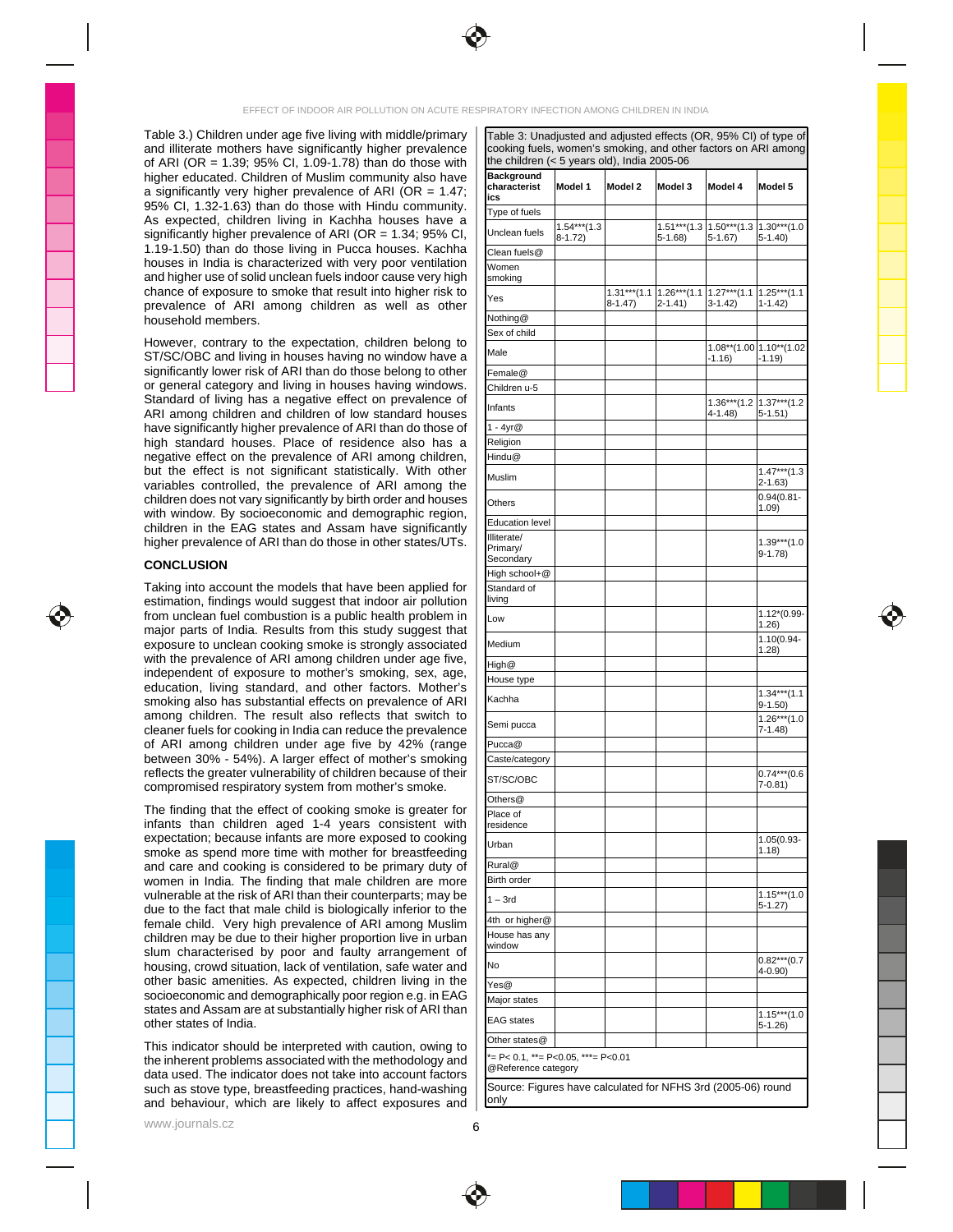Table 3.) Children under age five living with middle/primary and illiterate mothers have significantly higher prevalence of ARI (OR = 1.39; 95% CI, 1.09-1.78) than do those with higher educated. Children of Muslim community also have a significantly very higher prevalence of ARI (OR = 1.47; 95% CI, 1.32-1.63) than do those with Hindu community. As expected, children living in Kachha houses have a significantly higher prevalence of ARI (OR = 1.34; 95% CI, 1.19-1.50) than do those living in Pucca houses. Kachha houses in India is characterized with very poor ventilation and higher use of solid unclean fuels indoor cause very high chance of exposure to smoke that result into higher risk to prevalence of ARI among children as well as other household members.

However, contrary to the expectation, children belong to ST/SC/OBC and living in houses having no window have a significantly lower risk of ARI than do those belong to other or general category and living in houses having windows. Standard of living has a negative effect on prevalence of ARI among children and children of low standard houses have significantly higher prevalence of ARI than do those of high standard houses. Place of residence also has a negative effect on the prevalence of ARI among children, but the effect is not significant statistically. With other variables controlled, the prevalence of ARI among the children does not vary significantly by birth order and houses with window. By socioeconomic and demographic region, children in the EAG states and Assam have significantly higher prevalence of ARI than do those in other states/UTs.

## CONCLUSION

Taking into account the models that have been applied for estimation, findings would suggest that indoor air pollution from unclean fuel combustion is a public health problem in major parts of India. Results from this study suggest that exposure to unclean cooking smoke is strongly associated with the prevalence of ARI among children under age five, independent of exposure to mother's smoking, sex, age, education, living standard, and other factors. Mother's smoking also has substantial effects on prevalence of ARI among children. The result also reflects that switch to cleaner fuels for cooking in India can reduce the prevalence of ARI among children under age five by 42% (range between 30% - 54%). A larger effect of mother's smoking reflects the greater vulnerability of children because of their compromised respiratory system from mother's smoke.

The finding that the effect of cooking smoke is greater for infants than children aged 1-4 years consistent with expectation; because infants are more exposed to cooking smoke as spend more time with mother for breastfeeding and care and cooking is considered to be primary duty of women in India. The finding that male children are more vulnerable at the risk of ARI than their counterparts; may be due to the fact that male child is biologically inferior to the female child. Very high prevalence of ARI among Muslim children may be due to their higher proportion live in urban slum characterised by poor and faulty arrangement of housing, crowd situation, lack of ventilation, safe water and other basic amenities. As expected, children living in the socioeconomic and demographically poor region e.g. in EAG states and Assam are at substantially higher risk of ARI than other states of India.

This indicator should be interpreted with caution, owing to the inherent problems associated with the methodology and data used. The indicator does not take into account factors such as stove type, breastfeeding practices, hand-washing and behaviour, which are likely to affect exposures and

Table 3: Unadjusted and adjusted effects (OR, 95% CI) of type of cooking fuels, women's smoking, and other factors on ARI among the children (< 5 years old), India 2005-06

| Background characteristics | Model 1 | Model 2 | Model 3 | Model 4 | Model 5 |
|---|---|---|---|---|---|
| Type of fuels | | | | | |
| Unclean fuels | 1.54***(1.38-1.72) | | 1.51***(1.35-1.68) | 1.50***(1.35-1.67) | 1.30***(1.05-1.40) |
| Clean fuels@ | | | | | |
| Women smoking | | | | | |
| Yes | | 1.31***(1.18-1.47) | 1.26***(1.12-1.41) | 1.27***(1.13-1.42) | 1.25***(1.11-1.42) |
| Nothing@ | | | | | |
| Sex of child | | | | | |
| Male | | | | 1.08**(1.00-1.16) | 1.10**(1.02-1.19) |
| Female@ | | | | | |
| Children u-5 | | | | | |
| Infants | | | | 1.36***(1.24-1.48) | 1.37***(1.25-1.51) |
| 1 - 4yr@ | | | | | |
| Religion | | | | | |
| Hindu@ | | | | | |
| Muslim | | | | | 1.47***(1.32-1.63) |
| Others | | | | | 0.94(0.81-1.09) |
| Education level | | | | | |
| Illiterate/ Primary/ Secondary | | | | | 1.39***(1.09-1.78) |
| High school+@ | | | | | |
| Standard of living | | | | | |
| Low | | | | | 1.12*(0.99-1.26) |
| Medium | | | | | 1.10(0.94-1.28) |
| High@ | | | | | |
| House type | | | | | |
| Kachha | | | | | 1.34***(1.19-1.50) |
| Semi pucca | | | | | 1.26***(1.07-1.48) |
| Pucca@ | | | | | |
| Caste/category | | | | | |
| ST/SC/OBC | | | | | 0.74***(0.67-0.81) |
| Others@ | | | | | |
| Place of residence | | | | | |
| Urban | | | | | 1.05(0.93-1.18) |
| Rural@ | | | | | |
| Birth order | | | | | |
| 1 – 3rd | | | | | 1.15***(1.05-1.27) |
| 4th or higher@ | | | | | |
| House has any window | | | | | |
| No | | | | | 0.82***(0.74-0.90) |
| Yes@ | | | | | |
| Major states | | | | | |
| EAG states | | | | | 1.15***(1.05-1.26) |
| Other states@ | | | | | |

*= P< 0.1, **= P<0.05, ***= P<0.01
@Reference category

Source: Figures have calculated for NFHS 3rd (2005-06) round only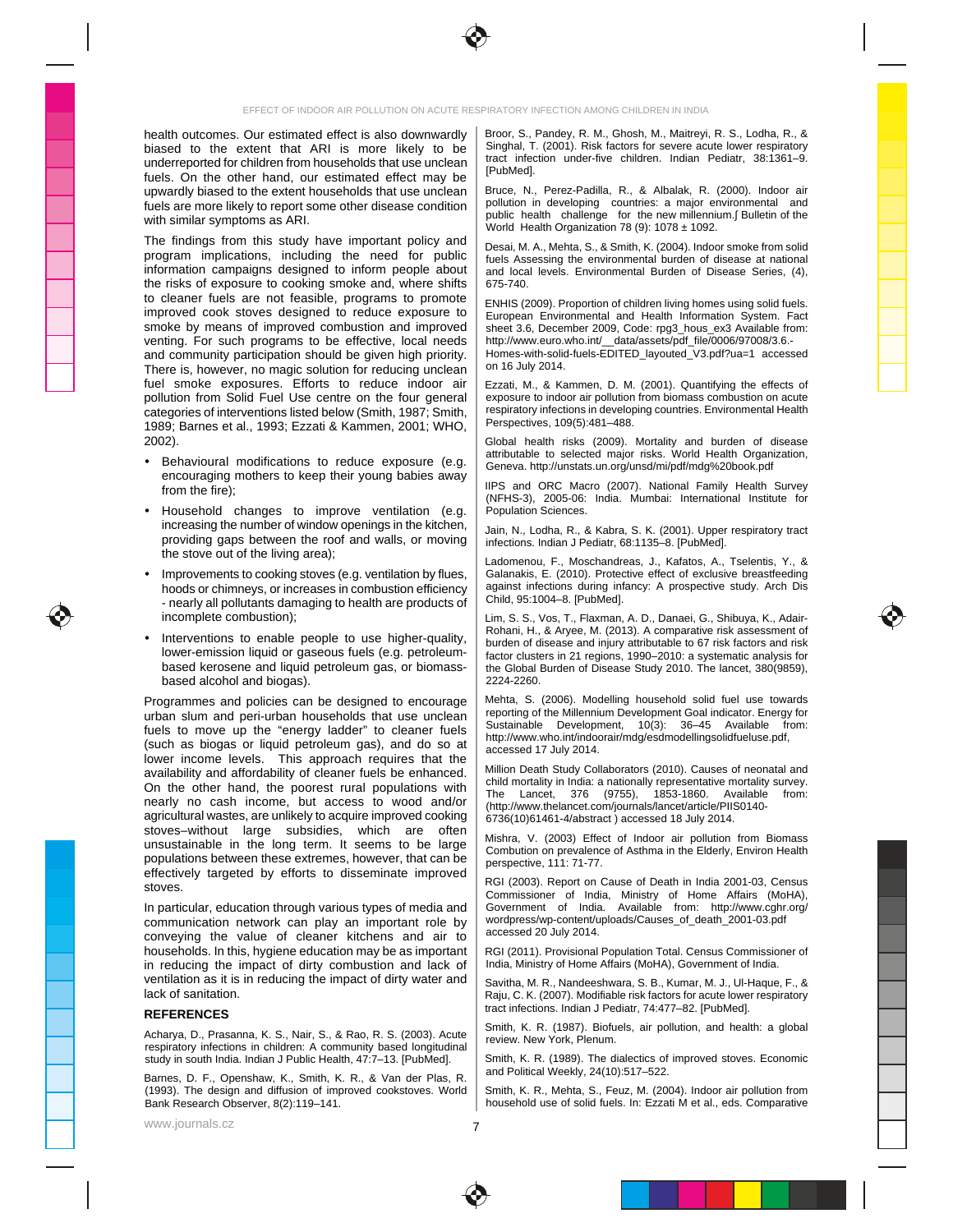health outcomes. Our estimated effect is also downwardly biased to the extent that ARI is more likely to be underreported for children from households that use unclean fuels. On the other hand, our estimated effect may be upwardly biased to the extent households that use unclean fuels are more likely to report some other disease condition with similar symptoms as ARI.

The findings from this study have important policy and program implications, including the need for public information campaigns designed to inform people about the risks of exposure to cooking smoke and, where shifts to cleaner fuels are not feasible, programs to promote improved cook stoves designed to reduce exposure to smoke by means of improved combustion and improved venting. For such programs to be effective, local needs and community participation should be given high priority. There is, however, no magic solution for reducing unclean fuel smoke exposures. Efforts to reduce indoor air pollution from Solid Fuel Use centre on the four general categories of interventions listed below (Smith, 1987; Smith, 1989; Barnes et al., 1993; Ezzati & Kammen, 2001; WHO, 2002).

- Behavioural modifications to reduce exposure (e.g. encouraging mothers to keep their young babies away from the fire);
- Household changes to improve ventilation (e.g. increasing the number of window openings in the kitchen, providing gaps between the roof and walls, or moving the stove out of the living area);
- Improvements to cooking stoves (e.g. ventilation by flues, hoods or chimneys, or increases in combustion efficiency - nearly all pollutants damaging to health are products of incomplete combustion);
- Interventions to enable people to use higher-quality, lower-emission liquid or gaseous fuels (e.g. petroleum-based kerosene and liquid petroleum gas, or biomass-based alcohol and biogas).

Programmes and policies can be designed to encourage urban slum and peri-urban households that use unclean fuels to move up the "energy ladder" to cleaner fuels (such as biogas or liquid petroleum gas), and do so at lower income levels. This approach requires that the availability and affordability of cleaner fuels be enhanced. On the other hand, the poorest rural populations with nearly no cash income, but access to wood and/or agricultural wastes, are unlikely to acquire improved cooking stoves–without large subsidies, which are often unsustainable in the long term. It seems to be large populations between these extremes, however, that can be effectively targeted by efforts to disseminate improved stoves.

In particular, education through various types of media and communication network can play an important role by conveying the value of cleaner kitchens and air to households. In this, hygiene education may be as important in reducing the impact of dirty combustion and lack of ventilation as it is in reducing the impact of dirty water and lack of sanitation.

## REFERENCES

Acharya, D., Prasanna, K. S., Nair, S., & Rao, R. S. (2003). Acute respiratory infections in children: A community based longitudinal study in south India. Indian J Public Health, 47:7–13. [PubMed].

Barnes, D. F., Openshaw, K., Smith, K. R., & Van der Plas, R. (1993). The design and diffusion of improved cookstoves. World Bank Research Observer, 8(2):119–141.

Broor, S., Pandey, R. M., Ghosh, M., Maitreyi, R. S., Lodha, R., & Singhal, T. (2001). Risk factors for severe acute lower respiratory tract infection under-five children. Indian Pediatr, 38:1361–9. [PubMed].

Bruce, N., Perez-Padilla, R., & Albalak, R. (2000). Indoor air pollution in developing countries: a major environmental and public health challenge for the new millennium.∫ Bulletin of the World Health Organization 78 (9): 1078 ± 1092.

Desai, M. A., Mehta, S., & Smith, K. (2004). Indoor smoke from solid fuels Assessing the environmental burden of disease at national and local levels. Environmental Burden of Disease Series, (4), 675-740.

ENHIS (2009). Proportion of children living homes using solid fuels. European Environmental and Health Information System. Fact sheet 3.6, December 2009, Code: rpg3_hous_ex3 Available from: http://www.euro.who.int/__data/assets/pdf_file/0006/97008/3.6.-Homes-with-solid-fuels-EDITED_layouted_V3.pdf?ua=1 accessed on 16 July 2014.

Ezzati, M., & Kammen, D. M. (2001). Quantifying the effects of exposure to indoor air pollution from biomass combustion on acute respiratory infections in developing countries. Environmental Health Perspectives, 109(5):481–488.

Global health risks (2009). Mortality and burden of disease attributable to selected major risks. World Health Organization, Geneva. http://unstats.un.org/unsd/mi/pdf/mdg%20book.pdf

IIPS and ORC Macro (2007). National Family Health Survey (NFHS-3), 2005-06: India. Mumbai: International Institute for Population Sciences.

Jain, N., Lodha, R., & Kabra, S. K. (2001). Upper respiratory tract infections. Indian J Pediatr, 68:1135–8. [PubMed].

Ladomenou, F., Moschandreas, J., Kafatos, A., Tselentis, Y., & Galanakis, E. (2010). Protective effect of exclusive breastfeeding against infections during infancy: A prospective study. Arch Dis Child, 95:1004–8. [PubMed].

Lim, S. S., Vos, T., Flaxman, A. D., Danaei, G., Shibuya, K., Adair-Rohani, H., & Aryee, M. (2013). A comparative risk assessment of burden of disease and injury attributable to 67 risk factors and risk factor clusters in 21 regions, 1990–2010: a systematic analysis for the Global Burden of Disease Study 2010. The lancet, 380(9859), 2224-2260.

Mehta, S. (2006). Modelling household solid fuel use towards reporting of the Millennium Development Goal indicator. Energy for Sustainable Development, 10(3): 36–45 Available from: http://www.who.int/indoorair/mdg/esdmodellingsolidfueluse.pdf, accessed 17 July 2014.

Million Death Study Collaborators (2010). Causes of neonatal and child mortality in India: a nationally representative mortality survey. The Lancet, 376 (9755), 1853-1860. Available from: (http://www.thelancet.com/journals/lancet/article/PIIS0140-6736(10)61461-4/abstract ) accessed 18 July 2014.

Mishra, V. (2003) Effect of Indoor air pollution from Biomass Combustion on prevalence of Asthma in the Elderly, Environ Health perspective, 111: 71-77.

RGI (2003). Report on Cause of Death in India 2001-03, Census Commissioner of India, Ministry of Home Affairs (MoHA), Government of India. Available from: http://www.cghr.org/wordpress/wp-content/uploads/Causes_of_death_2001-03.pdf accessed 20 July 2014.

RGI (2011). Provisional Population Total. Census Commissioner of India, Ministry of Home Affairs (MoHA), Government of India.

Savitha, M. R., Nandeeshwara, S. B., Kumar, M. J., Ul-Haque, F., & Raju, C. K. (2007). Modifiable risk factors for acute lower respiratory tract infections. Indian J Pediatr, 74:477–82. [PubMed].

Smith, K. R. (1987). Biofuels, air pollution, and health: a global review. New York, Plenum.

Smith, K. R. (1989). The dialectics of improved stoves. Economic and Political Weekly, 24(10):517–522.

Smith, K. R., Mehta, S., Feuz, M. (2004). Indoor air pollution from household use of solid fuels. In: Ezzati M et al., eds. Comparative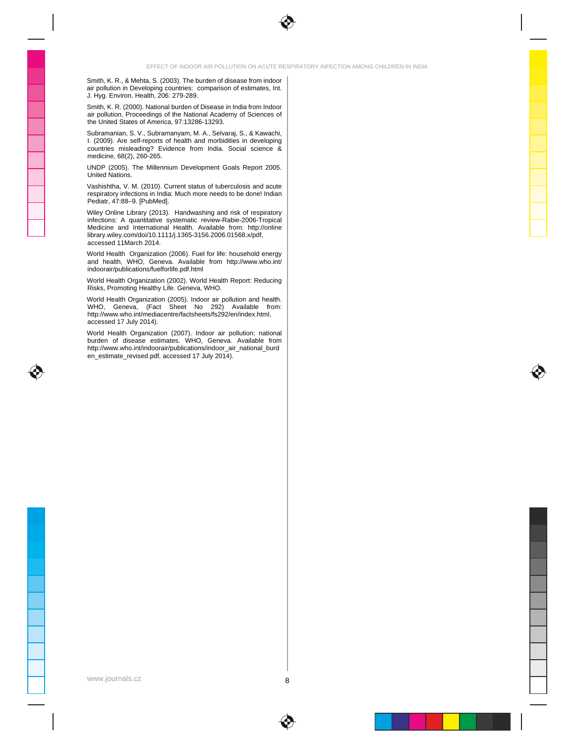Smith, K. R., & Mehta, S. (2003). The burden of disease from indoor air pollution in Developing countries: comparison of estimates, Int. J. Hyg. Environ. Health, 206: 279-289.

Smith, K. R. (2000). National burden of Disease in India from Indoor air pollution, Proceedings of the National Academy of Sciences of the United States of America, 97:13286-13293.

Subramanian, S. V., Subramanyam, M. A., Selvaraj, S., & Kawachi, I. (2009). Are self-reports of health and morbidities in developing countries misleading? Evidence from India. Social science & medicine, 68(2), 260-265.

UNDP (2005). The Millennium Development Goals Report 2005. United Nations.

Vashishtha, V. M. (2010). Current status of tuberculosis and acute respiratory infections in India: Much more needs to be done! Indian Pediatr, 47:88–9. [PubMed].

Wiley Online Library (2013). Handwashing and risk of respiratory infections: A quantitative systematic review-Rabie-2006-Tropical Medicine and International Health. Available from: http://online library.wiley.com/doi/10.1111/j.1365-3156.2006.01568.x/pdf, accessed 11March 2014.

World Health Organization (2006). Fuel for life: household energy and health, WHO, Geneva. Available from http://www.who.int/ indoorair/publications/fuelforlife.pdf.html

World Health Organization (2002). World Health Report: Reducing Risks, Promoting Healthy Life. Geneva, WHO.

World Health Organization (2005). Indoor air pollution and health. WHO, Geneva, (Fact Sheet No 292) Available from: http://www.who.int/mediacentre/factsheets/fs292/en/index.html, accessed 17 July 2014).

World Health Organization (2007). Indoor air pollution: national burden of disease estimates. WHO, Geneva. Available from http://www.who.int/indoorair/publications/indoor_air_national_burden_estimate_revised.pdf, accessed 17 July 2014).